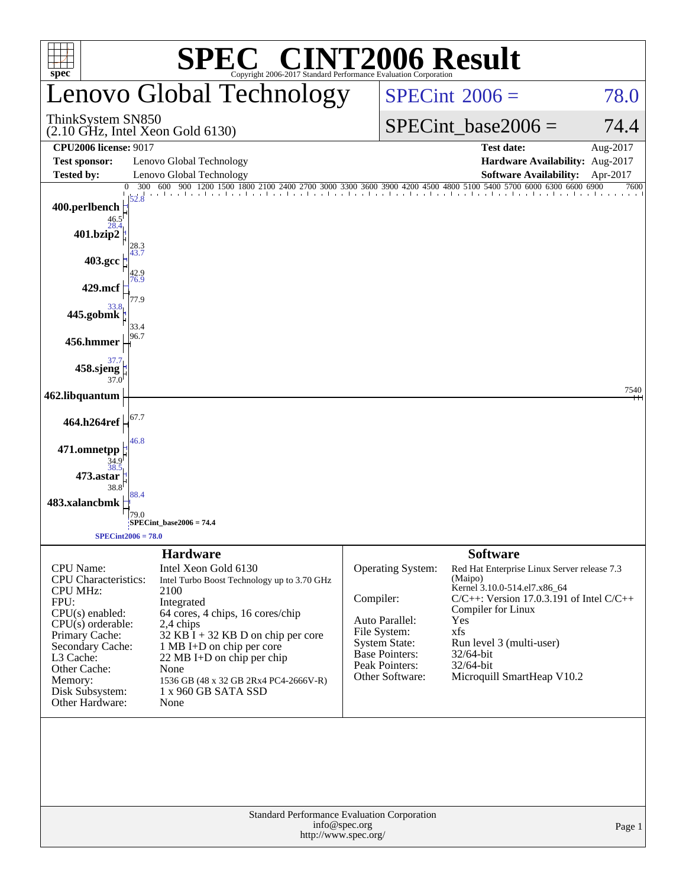# SPEC® CINT2006 Result

Copyright 2006-2017 Standard Performance Evaluation Corporation

## Lenovo Global Technology

ThinkSystem SN850
(2.10 GHz, Intel Xeon Gold 6130)

SPECint_2006 = 78.0

SPECint_base2006 = 74.4

| | | | |
|---|---|---|---|
| **CPU2006 license:** 9017 | | **Test date:** | Aug-2017 |
| **Test sponsor:** | Lenovo Global Technology | **Hardware Availability:** | Aug-2017 |
| **Tested by:** | Lenovo Global Technology | **Software Availability:** | Apr-2017 |

| Benchmark | Peak | Base |
|---|---|---|
| 400.perlbench | 52.8 | 46.5 |
| 401.bzip2 | 28.4 | 28.3 |
| 403.gcc | 43.7 | 42.9 |
| 429.mcf | 76.9 | 77.9 |
| 445.gobmk | 33.8 | 33.4 |
| 456.hmmer | 96.7 | |
| 458.sjeng | 37.7 | 37.0 |
| 462.libquantum | 7540 | |
| 464.h264ref | 67.7 | |
| 471.omnetpp | 46.8 | 34.9 |
| 473.astar | 38.5 | 38.8 |
| 483.xalancbmk | 88.4 | 79.0 |

SPECint_base2006 = 74.4

SPECint2006 = 78.0

## Hardware

| | |
|---|---|
| CPU Name: | Intel Xeon Gold 6130 |
| CPU Characteristics: | Intel Turbo Boost Technology up to 3.70 GHz |
| CPU MHz: | 2100 |
| FPU: | Integrated |
| CPU(s) enabled: | 64 cores, 4 chips, 16 cores/chip |
| CPU(s) orderable: | 2,4 chips |
| Primary Cache: | 32 KB I + 32 KB D on chip per core |
| Secondary Cache: | 1 MB I+D on chip per core |
| L3 Cache: | 22 MB I+D on chip per chip |
| Other Cache: | None |
| Memory: | 1536 GB (48 x 32 GB 2Rx4 PC4-2666V-R) |
| Disk Subsystem: | 1 x 960 GB SATA SSD |
| Other Hardware: | None |

## Software

| | |
|---|---|
| Operating System: | Red Hat Enterprise Linux Server release 7.3 (Maipo) Kernel 3.10.0-514.el7.x86_64 |
| Compiler: | C/C++: Version 17.0.3.191 of Intel C/C++ Compiler for Linux |
| Auto Parallel: | Yes |
| File System: | xfs |
| System State: | Run level 3 (multi-user) |
| Base Pointers: | 32/64-bit |
| Peak Pointers: | 32/64-bit |
| Other Software: | Microquill SmartHeap V10.2 |

Standard Performance Evaluation Corporation
info@spec.org
http://www.spec.org/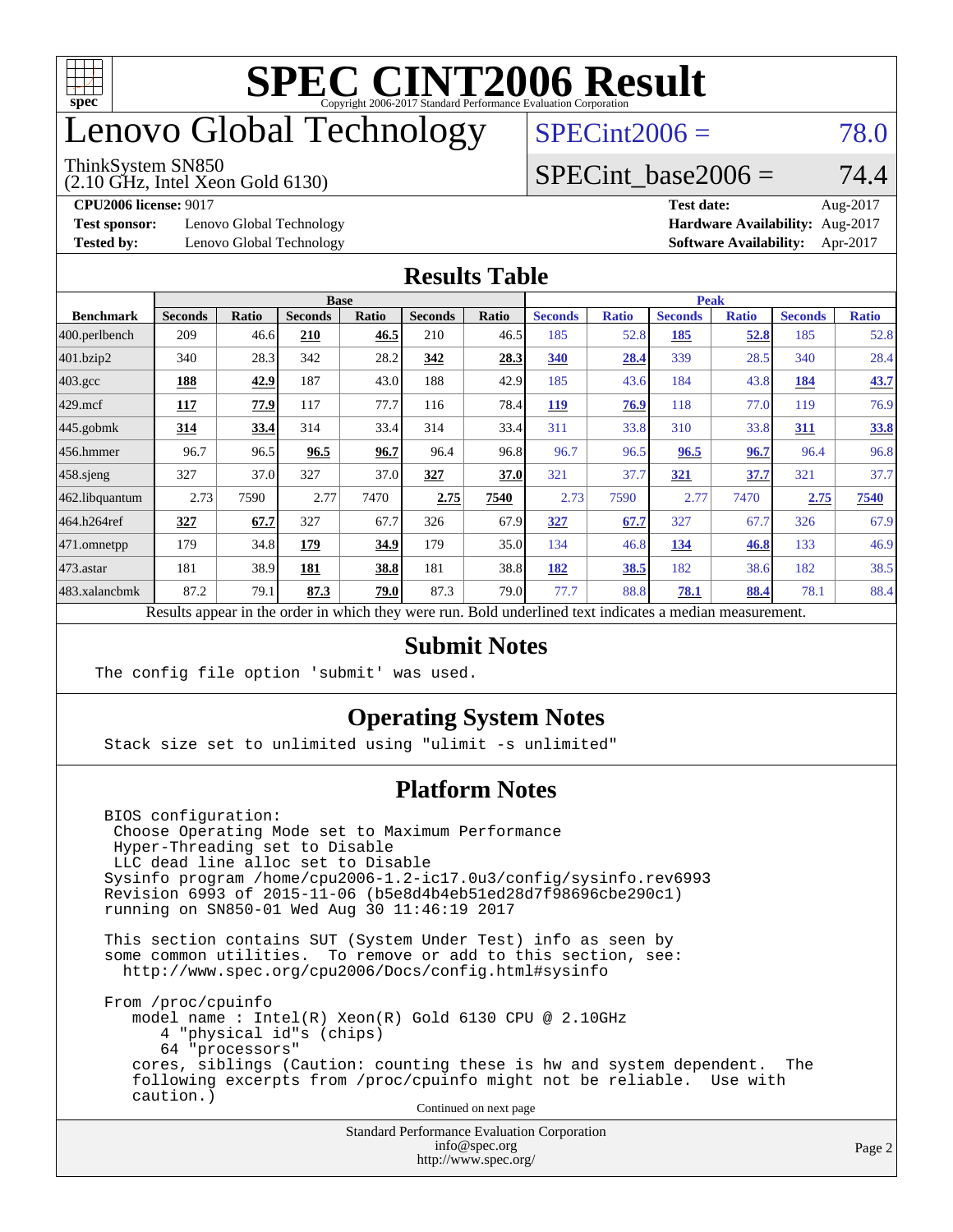# SPEC CINT2006 Result

Copyright 2006-2017 Standard Performance Evaluation Corporation

# Lenovo Global Technology

ThinkSystem SN850
(2.10 GHz, Intel Xeon Gold 6130)

SPECint2006 = 78.0

SPECint_base2006 = 74.4

**CPU2006 license:** 9017
**Test sponsor:** Lenovo Global Technology
**Tested by:** Lenovo Global Technology

**Test date:** Aug-2017
**Hardware Availability:** Aug-2017
**Software Availability:** Apr-2017

## Results Table

| Benchmark | Base | | | | | | Peak | | | | | |
|---|---|---|---|---|---|---|---|---|---|---|---|---|
| | Seconds | Ratio | Seconds | Ratio | Seconds | Ratio | Seconds | Ratio | Seconds | Ratio | Seconds | Ratio |
| 400.perlbench | 209 | 46.6 | **210** | **46.5** | 210 | 46.5 | 185 | 52.8 | **185** | **52.8** | 185 | 52.8 |
| 401.bzip2 | 340 | 28.3 | 342 | 28.2 | **342** | **28.3** | **340** | **28.4** | 339 | 28.5 | 340 | 28.4 |
| 403.gcc | **188** | **42.9** | 187 | 43.0 | 188 | 42.9 | 185 | 43.6 | 184 | 43.8 | **184** | **43.7** |
| 429.mcf | **117** | **77.9** | 117 | 77.7 | 116 | 78.4 | **119** | **76.9** | 118 | 77.0 | 119 | 76.9 |
| 445.gobmk | **314** | **33.4** | 314 | 33.4 | 314 | 33.4 | 311 | 33.8 | 310 | 33.8 | **311** | **33.8** |
| 456.hmmer | 96.7 | 96.5 | **96.5** | **96.7** | 96.4 | 96.8 | 96.7 | 96.5 | **96.5** | **96.7** | 96.4 | 96.8 |
| 458.sjeng | 327 | 37.0 | 327 | 37.0 | **327** | **37.0** | 321 | 37.7 | **321** | **37.7** | 321 | 37.7 |
| 462.libquantum | 2.73 | 7590 | 2.77 | 7470 | **2.75** | **7540** | 2.73 | 7590 | 2.77 | 7470 | **2.75** | **7540** |
| 464.h264ref | **327** | **67.7** | 327 | 67.7 | 326 | 67.9 | **327** | **67.7** | 327 | 67.7 | 326 | 67.9 |
| 471.omnetpp | 179 | 34.8 | **179** | **34.9** | 179 | 35.0 | 134 | 46.8 | **134** | **46.8** | 133 | 46.9 |
| 473.astar | 181 | 38.9 | **181** | **38.8** | 181 | 38.8 | **182** | **38.5** | 182 | 38.6 | 182 | 38.5 |
| 483.xalancbmk | 87.2 | 79.1 | **87.3** | **79.0** | 87.3 | 79.0 | 77.7 | 88.8 | **78.1** | **88.4** | 78.1 | 88.4 |

Results appear in the order in which they were run. Bold underlined text indicates a median measurement.

## Submit Notes

```
The config file option 'submit' was used.
```

## Operating System Notes

```
Stack size set to unlimited using "ulimit -s unlimited"
```

## Platform Notes

```
BIOS configuration:
 Choose Operating Mode set to Maximum Performance
 Hyper-Threading set to Disable
 LLC dead line alloc set to Disable
Sysinfo program /home/cpu2006-1.2-ic17.0u3/config/sysinfo.rev6993
Revision 6993 of 2015-11-06 (b5e8d4b4eb51ed28d7f98696cbe290c1)
running on SN850-01 Wed Aug 30 11:46:19 2017

This section contains SUT (System Under Test) info as seen by
some common utilities.  To remove or add to this section, see:
  http://www.spec.org/cpu2006/Docs/config.html#sysinfo

From /proc/cpuinfo
   model name : Intel(R) Xeon(R) Gold 6130 CPU @ 2.10GHz
      4 "physical id"s (chips)
      64 "processors"
   cores, siblings (Caution: counting these is hw and system dependent.  The
   following excerpts from /proc/cpuinfo might not be reliable.  Use with
   caution.)
```

Continued on next page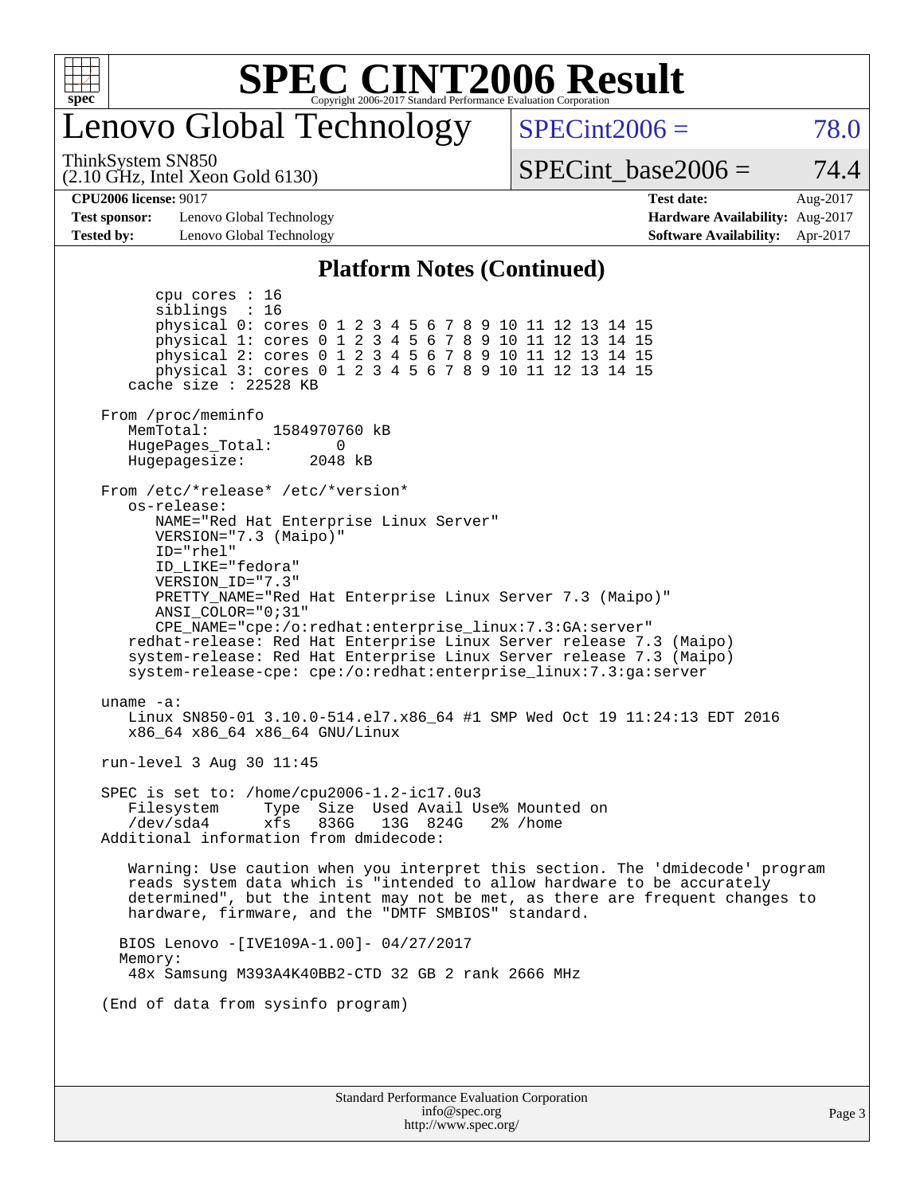# SPEC CINT2006 Result

## Lenovo Global Technology

ThinkSystem SN850
(2.10 GHz, Intel Xeon Gold 6130)

SPECint2006 = 78.0

SPECint_base2006 = 74.4

| **CPU2006 license:** 9017 | | **Test date:** | Aug-2017 |
|---|---|---|---|
| **Test sponsor:** | Lenovo Global Technology | **Hardware Availability:** | Aug-2017 |
| **Tested by:** | Lenovo Global Technology | **Software Availability:** | Apr-2017 |

### Platform Notes (Continued)

```
        cpu cores : 16
        siblings  : 16
        physical 0: cores 0 1 2 3 4 5 6 7 8 9 10 11 12 13 14 15
        physical 1: cores 0 1 2 3 4 5 6 7 8 9 10 11 12 13 14 15
        physical 2: cores 0 1 2 3 4 5 6 7 8 9 10 11 12 13 14 15
        physical 3: cores 0 1 2 3 4 5 6 7 8 9 10 11 12 13 14 15
     cache size : 22528 KB

  From /proc/meminfo
     MemTotal:       1584970760 kB
     HugePages_Total:       0
     Hugepagesize:       2048 kB

  From /etc/*release* /etc/*version*
     os-release:
        NAME="Red Hat Enterprise Linux Server"
        VERSION="7.3 (Maipo)"
        ID="rhel"
        ID_LIKE="fedora"
        VERSION_ID="7.3"
        PRETTY_NAME="Red Hat Enterprise Linux Server 7.3 (Maipo)"
        ANSI_COLOR="0;31"
        CPE_NAME="cpe:/o:redhat:enterprise_linux:7.3:GA:server"
     redhat-release: Red Hat Enterprise Linux Server release 7.3 (Maipo)
     system-release: Red Hat Enterprise Linux Server release 7.3 (Maipo)
     system-release-cpe: cpe:/o:redhat:enterprise_linux:7.3:ga:server

  uname -a:
     Linux SN850-01 3.10.0-514.el7.x86_64 #1 SMP Wed Oct 19 11:24:13 EDT 2016
     x86_64 x86_64 x86_64 GNU/Linux

  run-level 3 Aug 30 11:45

  SPEC is set to: /home/cpu2006-1.2-ic17.0u3
     Filesystem     Type  Size  Used Avail Use% Mounted on
     /dev/sda4      xfs   836G   13G  824G   2% /home
  Additional information from dmidecode:

     Warning: Use caution when you interpret this section. The 'dmidecode' program
     reads system data which is "intended to allow hardware to be accurately
     determined", but the intent may not be met, as there are frequent changes to
     hardware, firmware, and the "DMTF SMBIOS" standard.

    BIOS Lenovo -[IVE109A-1.00]- 04/27/2017
    Memory:
     48x Samsung M393A4K40BB2-CTD 32 GB 2 rank 2666 MHz

  (End of data from sysinfo program)
```

Standard Performance Evaluation Corporation
info@spec.org
http://www.spec.org/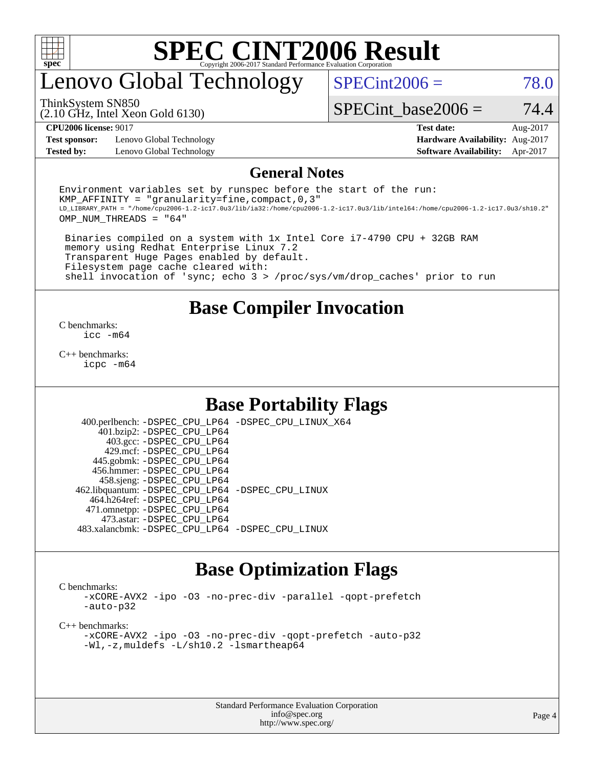# SPEC CINT2006 Result

Copyright 2006-2017 Standard Performance Evaluation Corporation

## Lenovo Global Technology

ThinkSystem SN850
(2.10 GHz, Intel Xeon Gold 6130)

SPECint2006 = 78.0

SPECint_base2006 = 74.4

**CPU2006 license:** 9017
**Test sponsor:** Lenovo Global Technology
**Tested by:** Lenovo Global Technology

**Test date:** Aug-2017
**Hardware Availability:** Aug-2017
**Software Availability:** Apr-2017

## General Notes

```
Environment variables set by runspec before the start of the run:
KMP_AFFINITY = "granularity=fine,compact,0,3"
LD_LIBRARY_PATH = "/home/cpu2006-1.2-ic17.0u3/lib/ia32:/home/cpu2006-1.2-ic17.0u3/lib/intel64:/home/cpu2006-1.2-ic17.0u3/sh10.2"
OMP_NUM_THREADS = "64"

 Binaries compiled on a system with 1x Intel Core i7-4790 CPU + 32GB RAM
 memory using Redhat Enterprise Linux 7.2
 Transparent Huge Pages enabled by default.
 Filesystem page cache cleared with:
 shell invocation of 'sync; echo 3 > /proc/sys/vm/drop_caches' prior to run
```

## Base Compiler Invocation

C benchmarks:
    icc -m64

C++ benchmarks:
    icpc -m64

## Base Portability Flags

400.perlbench: -DSPEC_CPU_LP64 -DSPEC_CPU_LINUX_X64
401.bzip2: -DSPEC_CPU_LP64
403.gcc: -DSPEC_CPU_LP64
429.mcf: -DSPEC_CPU_LP64
445.gobmk: -DSPEC_CPU_LP64
456.hmmer: -DSPEC_CPU_LP64
458.sjeng: -DSPEC_CPU_LP64
462.libquantum: -DSPEC_CPU_LP64 -DSPEC_CPU_LINUX
464.h264ref: -DSPEC_CPU_LP64
471.omnetpp: -DSPEC_CPU_LP64
473.astar: -DSPEC_CPU_LP64
483.xalancbmk: -DSPEC_CPU_LP64 -DSPEC_CPU_LINUX

## Base Optimization Flags

C benchmarks:
    -xCORE-AVX2 -ipo -O3 -no-prec-div -parallel -qopt-prefetch
    -auto-p32

C++ benchmarks:
    -xCORE-AVX2 -ipo -O3 -no-prec-div -qopt-prefetch -auto-p32
    -Wl,-z,muldefs -L/sh10.2 -lsmartheap64

Standard Performance Evaluation Corporation
info@spec.org
http://www.spec.org/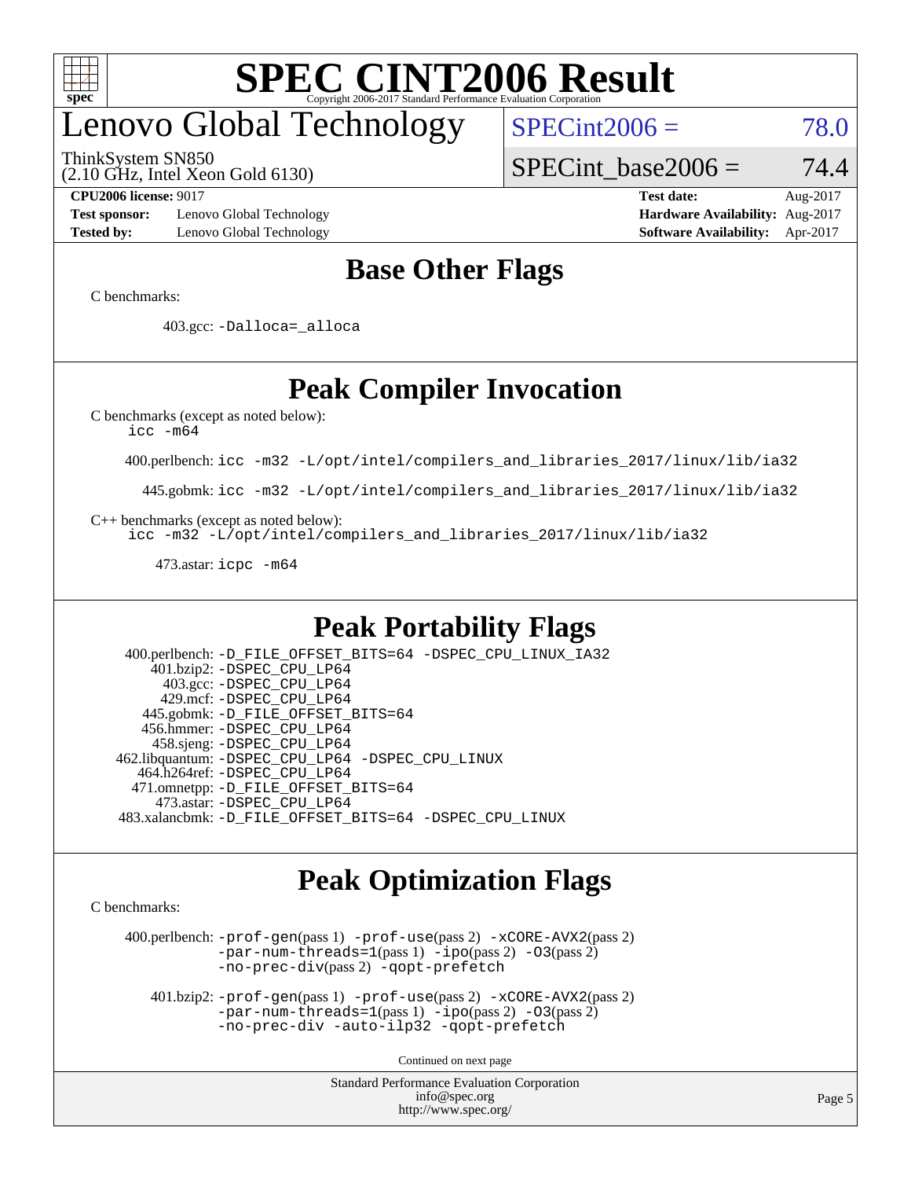# SPEC CINT2006 Result

Copyright 2006-2017 Standard Performance Evaluation Corporation

## Lenovo Global Technology

ThinkSystem SN850
(2.10 GHz, Intel Xeon Gold 6130)

SPECint2006 = 78.0

SPECint_base2006 = 74.4

**CPU2006 license:** 9017
**Test sponsor:** Lenovo Global Technology
**Tested by:** Lenovo Global Technology

**Test date:** Aug-2017
**Hardware Availability:** Aug-2017
**Software Availability:** Apr-2017

## Base Other Flags

C benchmarks:

403.gcc: -Dalloca=_alloca

## Peak Compiler Invocation

C benchmarks (except as noted below):
icc -m64

400.perlbench: icc -m32 -L/opt/intel/compilers_and_libraries_2017/linux/lib/ia32

445.gobmk: icc -m32 -L/opt/intel/compilers_and_libraries_2017/linux/lib/ia32

C++ benchmarks (except as noted below):
icc -m32 -L/opt/intel/compilers_and_libraries_2017/linux/lib/ia32

473.astar: icpc -m64

## Peak Portability Flags

400.perlbench: -D_FILE_OFFSET_BITS=64 -DSPEC_CPU_LINUX_IA32
401.bzip2: -DSPEC_CPU_LP64
403.gcc: -DSPEC_CPU_LP64
429.mcf: -DSPEC_CPU_LP64
445.gobmk: -D_FILE_OFFSET_BITS=64
456.hmmer: -DSPEC_CPU_LP64
458.sjeng: -DSPEC_CPU_LP64
462.libquantum: -DSPEC_CPU_LP64 -DSPEC_CPU_LINUX
464.h264ref: -DSPEC_CPU_LP64
471.omnetpp: -D_FILE_OFFSET_BITS=64
473.astar: -DSPEC_CPU_LP64
483.xalancbmk: -D_FILE_OFFSET_BITS=64 -DSPEC_CPU_LINUX

## Peak Optimization Flags

C benchmarks:

400.perlbench: -prof-gen(pass 1) -prof-use(pass 2) -xCORE-AVX2(pass 2) -par-num-threads=1(pass 1) -ipo(pass 2) -O3(pass 2) -no-prec-div(pass 2) -qopt-prefetch

401.bzip2: -prof-gen(pass 1) -prof-use(pass 2) -xCORE-AVX2(pass 2) -par-num-threads=1(pass 1) -ipo(pass 2) -O3(pass 2) -no-prec-div -auto-ilp32 -qopt-prefetch

Continued on next page

Standard Performance Evaluation Corporation
info@spec.org
http://www.spec.org/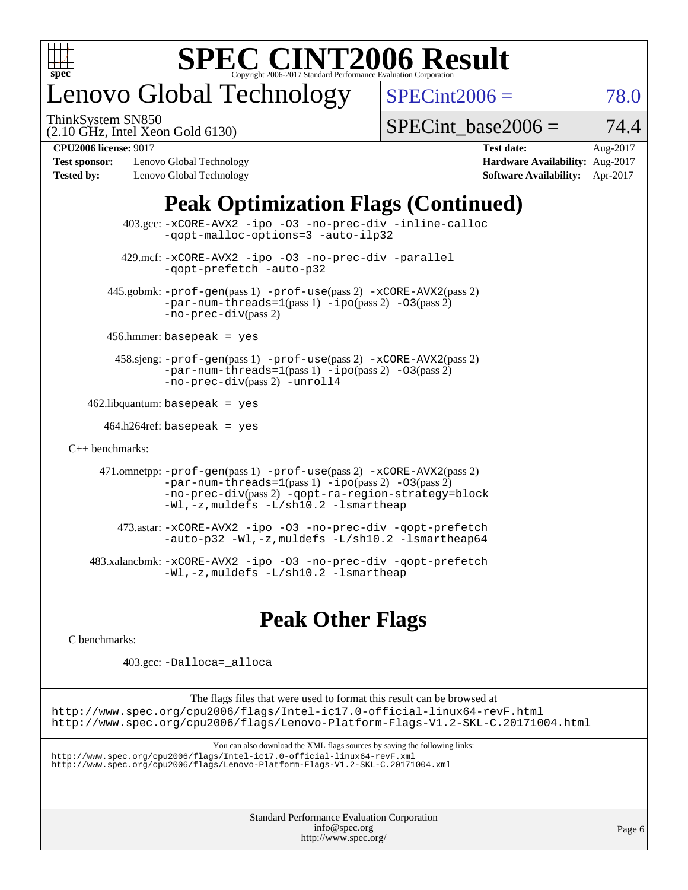# Lenovo Global Technology

ThinkSystem SN850
(2.10 GHz, Intel Xeon Gold 6130)

SPECint2006 = 78.0

SPECint_base2006 = 74.4

**CPU2006 license:** 9017
**Test sponsor:** Lenovo Global Technology
**Tested by:** Lenovo Global Technology

**Test date:** Aug-2017
**Hardware Availability:** Aug-2017
**Software Availability:** Apr-2017

## Peak Optimization Flags (Continued)

403.gcc: -xCORE-AVX2 -ipo -O3 -no-prec-div -inline-calloc -qopt-malloc-options=3 -auto-ilp32

429.mcf: -xCORE-AVX2 -ipo -O3 -no-prec-div -parallel -qopt-prefetch -auto-p32

445.gobmk: -prof-gen(pass 1) -prof-use(pass 2) -xCORE-AVX2(pass 2) -par-num-threads=1(pass 1) -ipo(pass 2) -O3(pass 2) -no-prec-div(pass 2)

456.hmmer: basepeak = yes

458.sjeng: -prof-gen(pass 1) -prof-use(pass 2) -xCORE-AVX2(pass 2) -par-num-threads=1(pass 1) -ipo(pass 2) -O3(pass 2) -no-prec-div(pass 2) -unroll4

462.libquantum: basepeak = yes

464.h264ref: basepeak = yes

C++ benchmarks:

471.omnetpp: -prof-gen(pass 1) -prof-use(pass 2) -xCORE-AVX2(pass 2) -par-num-threads=1(pass 1) -ipo(pass 2) -O3(pass 2) -no-prec-div(pass 2) -qopt-ra-region-strategy=block -Wl,-z,muldefs -L/sh10.2 -lsmartheap

473.astar: -xCORE-AVX2 -ipo -O3 -no-prec-div -qopt-prefetch -auto-p32 -Wl,-z,muldefs -L/sh10.2 -lsmartheap64

483.xalancbmk: -xCORE-AVX2 -ipo -O3 -no-prec-div -qopt-prefetch -Wl,-z,muldefs -L/sh10.2 -lsmartheap

## Peak Other Flags

C benchmarks:

403.gcc: -Dalloca=_alloca

The flags files that were used to format this result can be browsed at
http://www.spec.org/cpu2006/flags/Intel-ic17.0-official-linux64-revF.html
http://www.spec.org/cpu2006/flags/Lenovo-Platform-Flags-V1.2-SKL-C.20171004.html

You can also download the XML flags sources by saving the following links:
http://www.spec.org/cpu2006/flags/Intel-ic17.0-official-linux64-revF.xml
http://www.spec.org/cpu2006/flags/Lenovo-Platform-Flags-V1.2-SKL-C.20171004.xml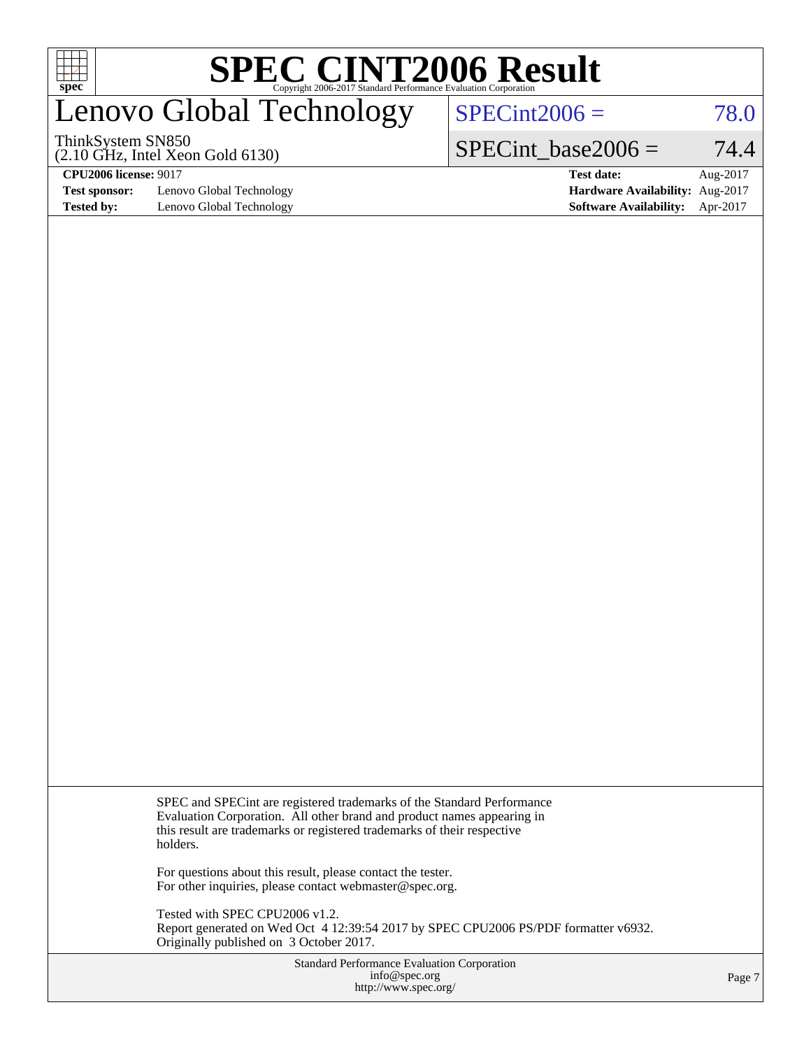SPEC and SPECint are registered trademarks of the Standard Performance Evaluation Corporation. All other brand and product names appearing in this result are trademarks or registered trademarks of their respective holders.

For questions about this result, please contact the tester.
For other inquiries, please contact webmaster@spec.org.

Tested with SPEC CPU2006 v1.2.
Report generated on Wed Oct 4 12:39:54 2017 by SPEC CPU2006 PS/PDF formatter v6932.
Originally published on 3 October 2017.